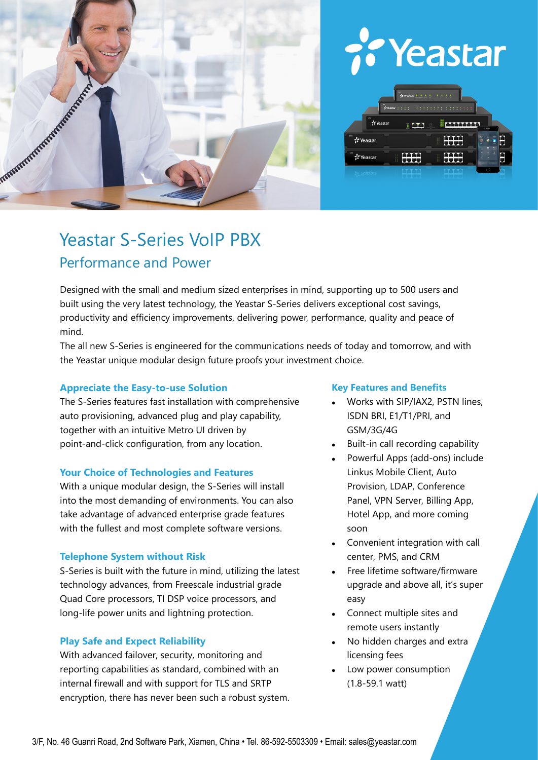# Yeastar S-Series VoIP PBX

## Performance and Power

Designed with the small and medium sized enterprises in mind, supporting up to 500 users and built using the very latest technology, the Yeastar S-Series delivers exceptional cost savings, productivity and efficiency improvements, delivering power, performance, quality and peace of mind.

The all new S-Series is engineered for the communications needs of today and tomorrow, and with the Yeastar unique modular design future proofs your investment choice.

### Appreciate the Easy-to-use Solution

The S-Series features fast installation with comprehensive auto provisioning, advanced plug and play capability, together with an intuitive Metro UI driven by point-and-click configuration, from any location.

### Your Choice of Technologies and Features

With a unique modular design, the S-Series will install into the most demanding of environments. You can also take advantage of advanced enterprise grade features with the fullest and most complete software versions.

### Telephone System without Risk

S-Series is built with the future in mind, utilizing the latest technology advances, from Freescale industrial grade Quad Core processors, TI DSP voice processors, and long-life power units and lightning protection.

### Play Safe and Expect Reliability

With advanced failover, security, monitoring and reporting capabilities as standard, combined with an internal firewall and with support for TLS and SRTP encryption, there has never been such a robust system.

### Key Features and Benefits

- Works with SIP/IAX2, PSTN lines, ISDN BRI, E1/T1/PRI, and GSM/3G/4G
- Built-in call recording capability
- Powerful Apps (add-ons) include Linkus Mobile Client, Auto Provision, LDAP, Conference Panel, VPN Server, Billing App, Hotel App, and more coming soon
- Convenient integration with call center, PMS, and CRM
- Free lifetime software/firmware upgrade and above all, it's super easy
- Connect multiple sites and remote users instantly
- No hidden charges and extra licensing fees
- Low power consumption (1.8-59.1 watt)

3/F, No. 46 Guanri Road, 2nd Software Park, Xiamen, China • Tel. 86-592-5503309 • Email: sales@yeastar.com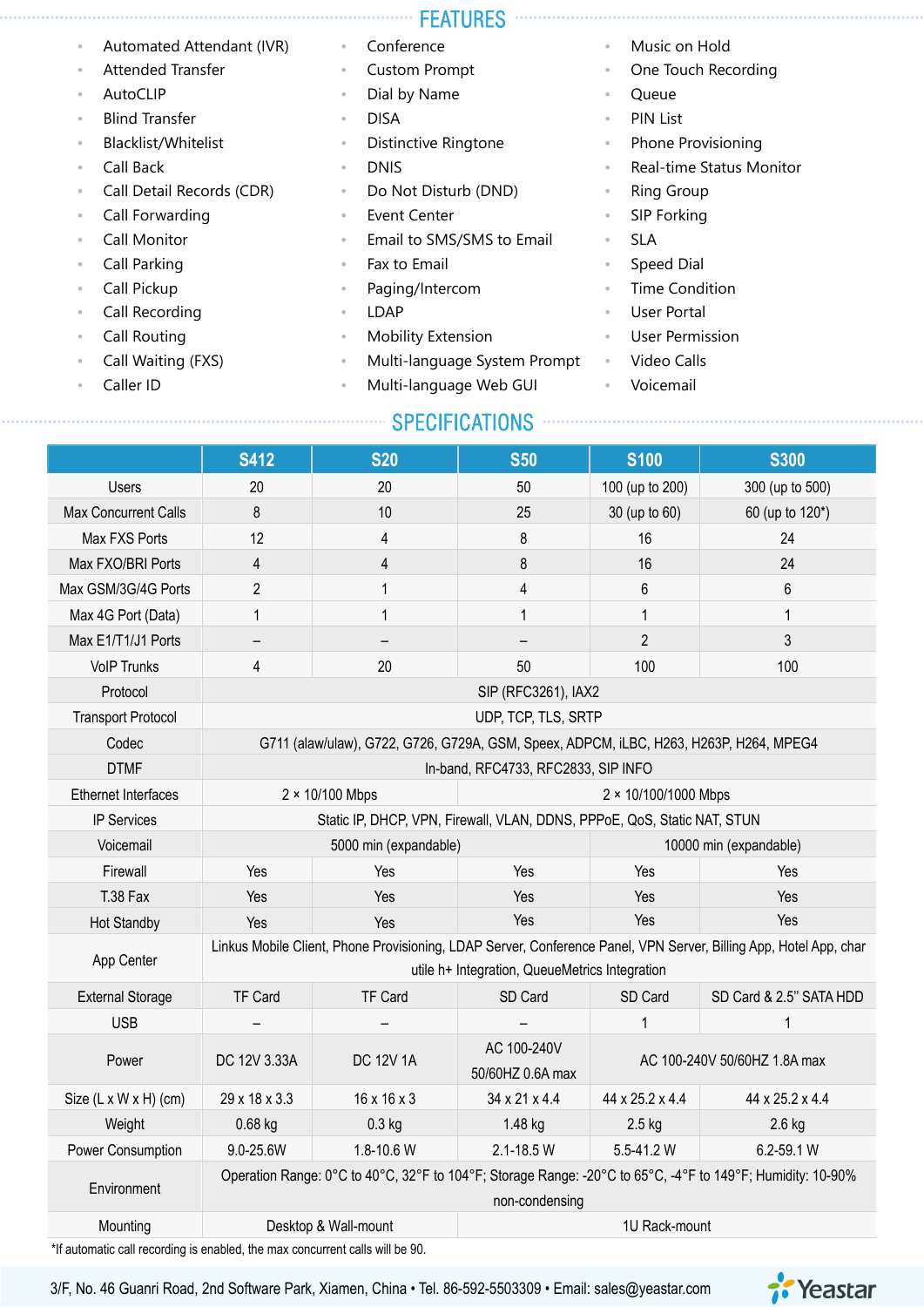## FEATURES

- Automated Attendant (IVR)
- Attended Transfer
- AutoCLIP
- Blind Transfer
- Blacklist/Whitelist
- Call Back
- Call Detail Records (CDR)
- Call Forwarding
- Call Monitor
- Call Parking
- Call Pickup
- Call Recording
- Call Routing
- Call Waiting (FXS)
- Caller ID
- Conference
- Custom Prompt
- Dial by Name
- DISA
- Distinctive Ringtone
- DNIS
- Do Not Disturb (DND)
- Event Center
- Email to SMS/SMS to Email
- Fax to Email
- Paging/Intercom
- LDAP
- Mobility Extension
- Multi-language System Prompt
- Multi-language Web GUI
- Music on Hold
- One Touch Recording
- Queue
- PIN List
- Phone Provisioning
- Real-time Status Monitor
- Ring Group
- SIP Forking
- SLA
- Speed Dial
- Time Condition
- User Portal
- User Permission
- Video Calls
- Voicemail

## SPECIFICATIONS

| | S412 | S20 | S50 | S100 | S300 |
|---|---|---|---|---|---|
| Users | 20 | 20 | 50 | 100 (up to 200) | 300 (up to 500) |
| Max Concurrent Calls | 8 | 10 | 25 | 30 (up to 60) | 60 (up to 120*) |
| Max FXS Ports | 12 | 4 | 8 | 16 | 24 |
| Max FXO/BRI Ports | 4 | 4 | 8 | 16 | 24 |
| Max GSM/3G/4G Ports | 2 | 1 | 4 | 6 | 6 |
| Max 4G Port (Data) | 1 | 1 | 1 | 1 | 1 |
| Max E1/T1/J1 Ports | – | – | – | 2 | 3 |
| VoIP Trunks | 4 | 20 | 50 | 100 | 100 |
| Protocol | SIP (RFC3261), IAX2 | | | | |
| Transport Protocol | UDP, TCP, TLS, SRTP | | | | |
| Codec | G711 (alaw/ulaw), G722, G726, G729A, GSM, Speex, ADPCM, iLBC, H263, H263P, H264, MPEG4 | | | | |
| DTMF | In-band, RFC4733, RFC2833, SIP INFO | | | | |
| Ethernet Interfaces | 2 × 10/100 Mbps | | 2 × 10/100/1000 Mbps | | |
| IP Services | Static IP, DHCP, VPN, Firewall, VLAN, DDNS, PPPoE, QoS, Static NAT, STUN | | | | |
| Voicemail | 5000 min (expandable) | | | 10000 min (expandable) | |
| Firewall | Yes | Yes | Yes | Yes | Yes |
| T.38 Fax | Yes | Yes | Yes | Yes | Yes |
| Hot Standby | Yes | Yes | Yes | Yes | Yes |
| App Center | Linkus Mobile Client, Phone Provisioning, LDAP Server, Conference Panel, VPN Server, Billing App, Hotel App, charutile h+ Integration, QueueMetrics Integration | | | | |
| External Storage | TF Card | TF Card | SD Card | SD Card | SD Card & 2.5" SATA HDD |
| USB | – | – | – | 1 | 1 |
| Power | DC 12V 3.33A | DC 12V 1A | AC 100-240V 50/60HZ 0.6A max | AC 100-240V 50/60HZ 1.8A max | |
| Size (L x W x H) (cm) | 29 x 18 x 3.3 | 16 x 16 x 3 | 34 x 21 x 4.4 | 44 x 25.2 x 4.4 | 44 x 25.2 x 4.4 |
| Weight | 0.68 kg | 0.3 kg | 1.48 kg | 2.5 kg | 2.6 kg |
| Power Consumption | 9.0-25.6W | 1.8-10.6 W | 2.1-18.5 W | 5.5-41.2 W | 6.2-59.1 W |
| Environment | Operation Range: 0°C to 40°C, 32°F to 104°F; Storage Range: -20°C to 65°C, -4°F to 149°F; Humidity: 10-90% non-condensing | | | | |
| Mounting | Desktop & Wall-mount | | 1U Rack-mount | | |

*If automatic call recording is enabled, the max concurrent calls will be 90.

3/F, No. 46 Guanri Road, 2nd Software Park, Xiamen, China • Tel. 86-592-5503309 • Email: sales@yeastar.com

Yeastar